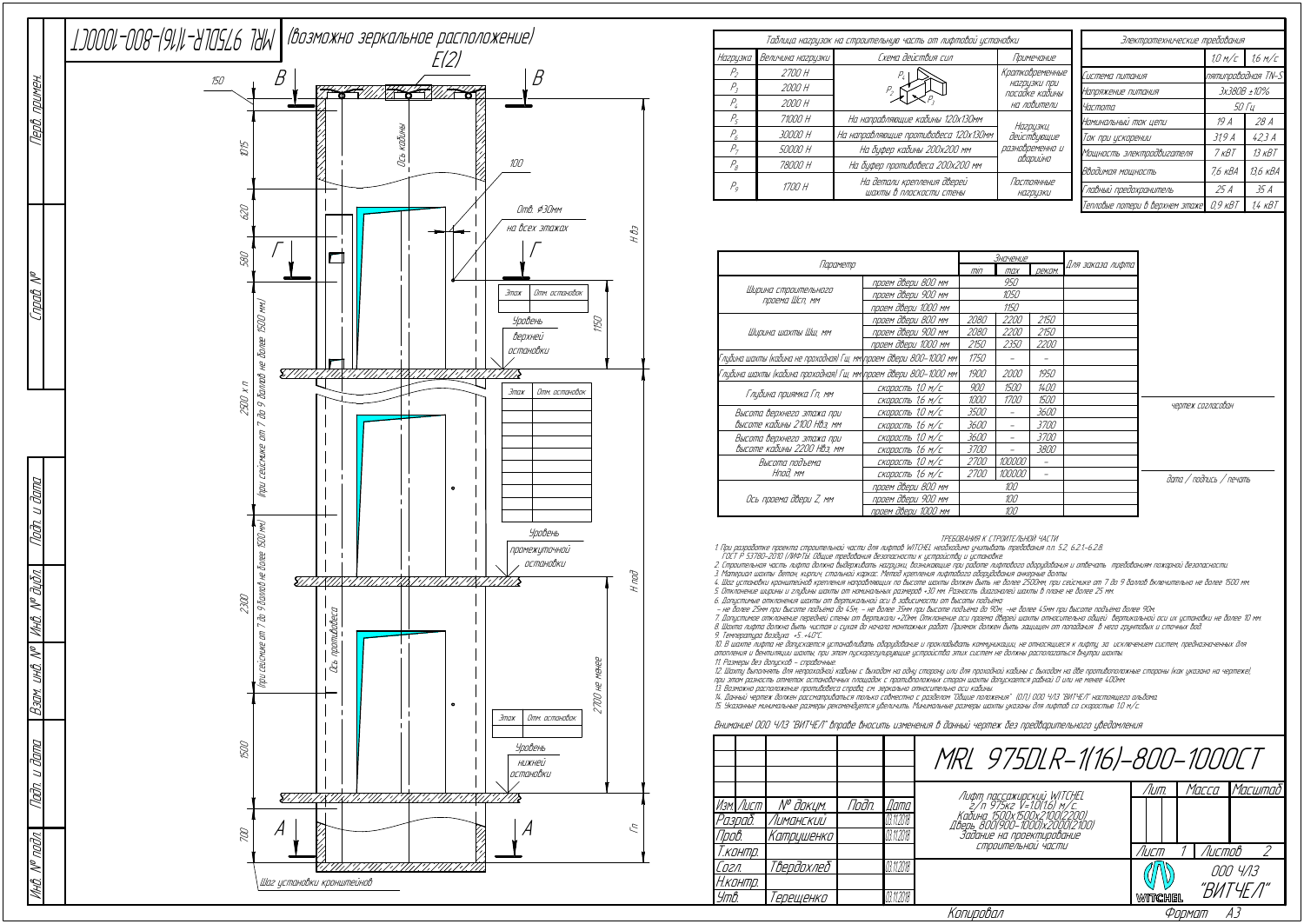# MRL 975DLR-1(16)-800-1000CT (возможно зеркальное расположение)

## Таблица нагрузок на строительную часть от лифтовой установки

| Нагрузка | Величина нагрузки | Схема действия сил | Примечание |
|---|---|---|---|
| $P_2$ | 2700 Н | | Кратковременные нагрузки при посадке кабины на ловители |
| $P_3$ | 2000 Н | | |
| $P_4$ | 2000 Н | | |
| $P_5$ | 71000 Н | На направляющие кабины 120х130мм | Нагрузки, действующие разновременно и аварийно |
| $P_6$ | 30000 Н | На направляющие противовеса 120х130мм | |
| $P_7$ | 50000 Н | На буфер кабины 200х200 мм | |
| $P_8$ | 78000 Н | На буфер противовеса 200х200 мм | |
| $P_9$ | 1700 Н | На детали крепления дверей шахты в плоскости стены | Постоянные нагрузки |

## Электротехнические требования

| | 1,0 м/с | 1,6 м/с |
|---|---|---|
| Система питания | пятипроводная TN-S | |
| Напряжение питания | 3х380В ±10% | |
| Частота | 50 Гц | |
| Номинальный ток цепи | 19 А | 28 А |
| Ток при ускорении | 31,9 А | 42,3 А |
| Мощность электродвигателя | 7 кВТ | 13 кВТ |
| Вводимая мощность | 7,6 кВА | 13,6 кВА |
| Главный предохранитель | 25 А | 35 А |
| Тепловые потери в верхнем этаже | 0,9 кВТ | 1,4 кВТ |

## Параметры

| Параметр | | Значение min | max | реком. | Для заказа лифта |
|---|---|---|---|---|---|
| Ширина строительного проема Шсп, мм | проем двери 800 мм | 950 | | | |
| | проем двери 900 мм | 1050 | | | |
| | проем двери 1000 мм | 1150 | | | |
| Ширина шахты Шш, мм | проем двери 800 мм | 2080 | 2200 | 2150 | |
| | проем двери 900 мм | 2080 | 2200 | 2150 | |
| | проем двери 1000 мм | 2150 | 2350 | 2200 | |
| Глубина шахты (кабина не проходная) Гш, мм | проем двери 800-1000 мм | 1750 | - | - | |
| Глубина шахты (кабина проходная) Гш, мм | проем двери 800-1000 мм | 1900 | 2000 | 1950 | |
| Глубина приямка Гп, мм | скорость 1,0 м/с | 900 | 1500 | 1400 | |
| | скорость 1,6 м/с | 1000 | 1700 | 1500 | |
| Высота верхнего этажа при высоте кабины 2100 Нвэ, мм | скорость 1,0 м/с | 3500 | - | 3600 | |
| | скорость 1,6 м/с | 3600 | - | 3700 | |
| Высота верхнего этажа при высоте кабины 2200 Нвэ, мм | скорость 1,0 м/с | 3600 | - | 3700 | |
| | скорость 1,6 м/с | 3700 | - | 3800 | |
| Высота подъема Нпод, мм | скорость 1,0 м/с | 2700 | 100000 | - | |
| | скорость 1,6 м/с | 2700 | 100000 | - | |
| Ось проема двери Z, мм | проем двери 800 мм | 100 | | | |
| | проем двери 900 мм | 100 | | | |
| | проем двери 1000 мм | 100 | | | |

чертеж согласован

дата / подпись / печать

## ТРЕБОВАНИЯ К СТРОИТЕЛЬНОЙ ЧАСТИ

1. При разработке проекта строительной части для лифтов WITCHEL необходимо учитывать требования п.п. 5.2, 6.2.1-6.2.8. ГОСТ Р 53780-2010 (ЛИФТЫ. Общие требования безопасности к устройству и установке.
2. Строительная часть лифта должна выдерживать нагрузки, возникающие при работе лифтового оборудования и отвечать требованиям пожарной безопасности.
3. Материал шахты: бетон, кирпич, стальной каркас. Метод крепления лифтового оборудования анкерные болты.
4. Шаг установки кронштейнов крепления направляющих по высоте шахты должен быть не более 2500мм, при сейсмике от 7 до 9 баллов включительно не более 1500 мм.
5. Отклонение ширины и глубины шахты от номинальных размеров +30 мм. Разность диагоналей шахты в плане не более 25 мм.
6. Допустимые отклонения шахты от вертикальной оси в зависимости от высоты подъема:
   – не более 25мм при высоте подъема до 45м, – не более 35мм при высоте подъема до 90м, –не более 45мм при высоте подъема более 90м.
7. Допустимое отклонение передней стены от вертикали +20мм. Отклонение оси проема двери шахты относительно общей вертикальной оси их установки не более 10 мм.
8. Шахта лифта должна быть чистая и сухая до начала монтажных работ. Приямок должен быть защищен от попадания в него грунтовых и сточных вод.
9. Температура воздуха: +5...+40°С.
10. В шахте лифта не допускается устанавливать оборудование и прокладывать коммуникации, не относящиеся к лифту, за исключением систем, предназначенных для отопления и вентиляции шахты, при этом пускорегулирующие устройства этих систем не должны располагаться внутри шахты.
11. Размеры без допусков – справочные.
12. Шахту выполнять для непроходной кабины с выходом на одну сторону или для проходной кабины с выходом на две противоположные стороны (как указано на чертеже), при этом разность отметок остановочных площадок с противоположных сторон шахты допускается равной 0 или не менее 400мм.
13. Возможно расположение противовеса справа, см. зеркально относительно оси кабины.
14. Данный чертеж должен рассматриваться только совместно с разделом "Общие положения" (ОП) ООО ЧЛЗ "ВИТЧЕЛ" настоящего альбома.
15. Указанные минимальные размеры рекомендуется увеличить. Минимальные размеры шахты указаны для лифтов со скоростью 1,0 м/с.

Внимание! ООО ЧЛЗ "ВИТЧЕЛ" вправе вносить изменения в данный чертеж без предварительного уведомления

## MRL 975DLR-1(16)-800-1000CT

Лифт пассажирский WITCHEL г/п 975кг V=1,0(1,6) м/с. Кабина 1500х1500х2100(2200) Дверь 800(900-1000)х2000(2100) Задание на проектирование строительной части

| Изм. | Лист | № докум. | Подп. | Дата |
|---|---|---|---|---|
| Разраб. | | Лиманский | | 03.11.2018 |
| Пров. | | Катрущенко | | 03.11.2018 |
| Т.контр. | | | | |
| Согл. | | Твердохлеб | | 03.11.2018 |
| Н.контр. | | | | |
| Утв. | | Терещенко | | 03.11.2018 |

Лист 1 Листов 2

ООО ЧЛЗ "ВИТЧЕЛ"

Копировал Формат А3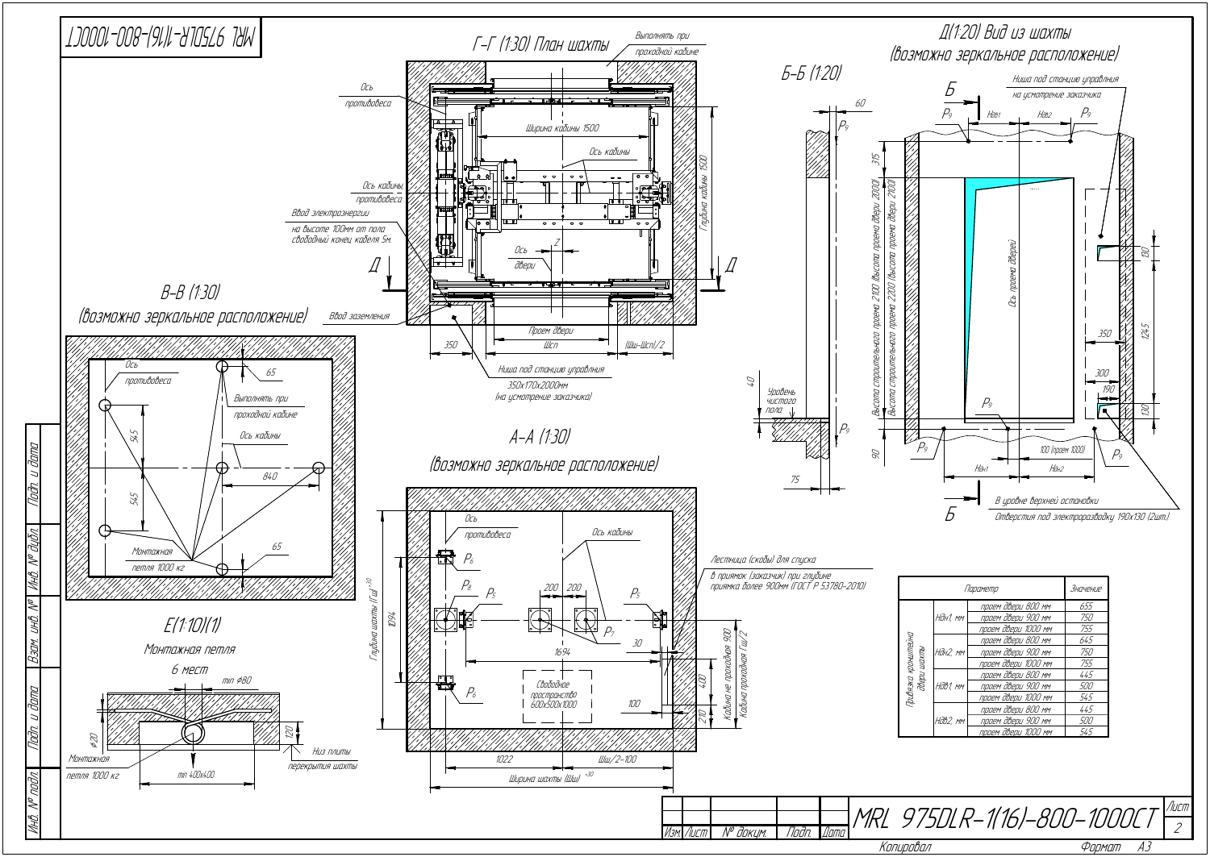MRL 975DLR-1(16)-800-1000CT

## Г–Г (1:30) План шахты

Выполнять при проходной кабине

Ось противовеса

Ширина кабины 1500

Ось кабины

Ось кабины, противовеса

Ввод электроэнергии на высоте 100мм от пола свободный конец кабеля 5м.

Глубина кабины 1500

Ось двери

Z

Д

Д

Ввод заземления

350

Проем двери

Шсп

(Шш-Шсп)/2

Ниша под станцию управления 350х170х2000мм (на усмотрение заказчика)

## В–В (1:30)
(возможно зеркальное расположение)

Ось противовеса

65

Выполнять при проходной кабине

Ось кабины

545

545

840

Монтажная петля 1000 кг

65

## Е(1:10)(1)
Монтажная петля

6 мест

min ф80

ф20

120

Монтажная петля 1000 кг

min 400х400

Низ плиты перекрытия шахты

## А–А (1:30)
(возможно зеркальное расположение)

Ось противовеса

$P_6$

$P_8$

$P_5$

200 200

Ось кабины

$P_5$

$P_7$

30

1694

1094

Глубина шахты (Гш) $^{+30}$

$P_6$

Свободное пространство 600х500х1000

100

400

210

Кабина не проходная 900

Кабина проходная Гш/2

1022

Шш/2-100

Ширина шахты (Шш) $^{+30}$

Лестница (скобы) для спуска в приямок (заказчик) при глубине приямка более 900мм (ГОСТ Р 53780-2010)

## Б–Б (1:20)

60

$P_9$

Уровень чистого пола

40

$P_9$

75

## Д(1:20) Вид из шахты
(возможно зеркальное расположение)

Б

Ниша под станцию управления на усмотрение заказчика

$P_9$ Нdв1 Нdв2 $P_9$

315

Высота строительного проема 2100 (высота проема двери 2000)

Высота строительного проема 2200 (высота проема двери 2100)

Ось проема дверей

$P_9$

130

1245

350

300

190

130

90

$P_9$

100 (проем 1000)

$P_9$

Нdн1 Нdн2

Б

В уровне верхней остановки

Отверстия под электроразводку 190х130 (2шт.)

| Параметр | | | Значение |
|---|---|---|---|
| Привязка кронштейна двери шахты | Нdн1, мм | проем двери 800 мм | 655 |
| | | проем двери 900 мм | 750 |
| | | проем двери 1000 мм | 755 |
| | Нdн2, мм | проем двери 800 мм | 645 |
| | | проем двери 900 мм | 750 |
| | | проем двери 1000 мм | 755 |
| | Нdв1, мм | проем двери 800 мм | 445 |
| | | проем двери 900 мм | 500 |
| | | проем двери 1000 мм | 545 |
| | Нdв2, мм | проем двери 800 мм | 445 |
| | | проем двери 900 мм | 500 |
| | | проем двери 1000 мм | 545 |

Изм | Лист | № докум. | Подп. | Дата

MRL 975DLR-1(16)-800-1000CT

Лист 2

Копировал

Формат А3

Инв. № подл. | Подп. и дата | Взам. инв. № | Инв. № дубл. | Подп. и дата